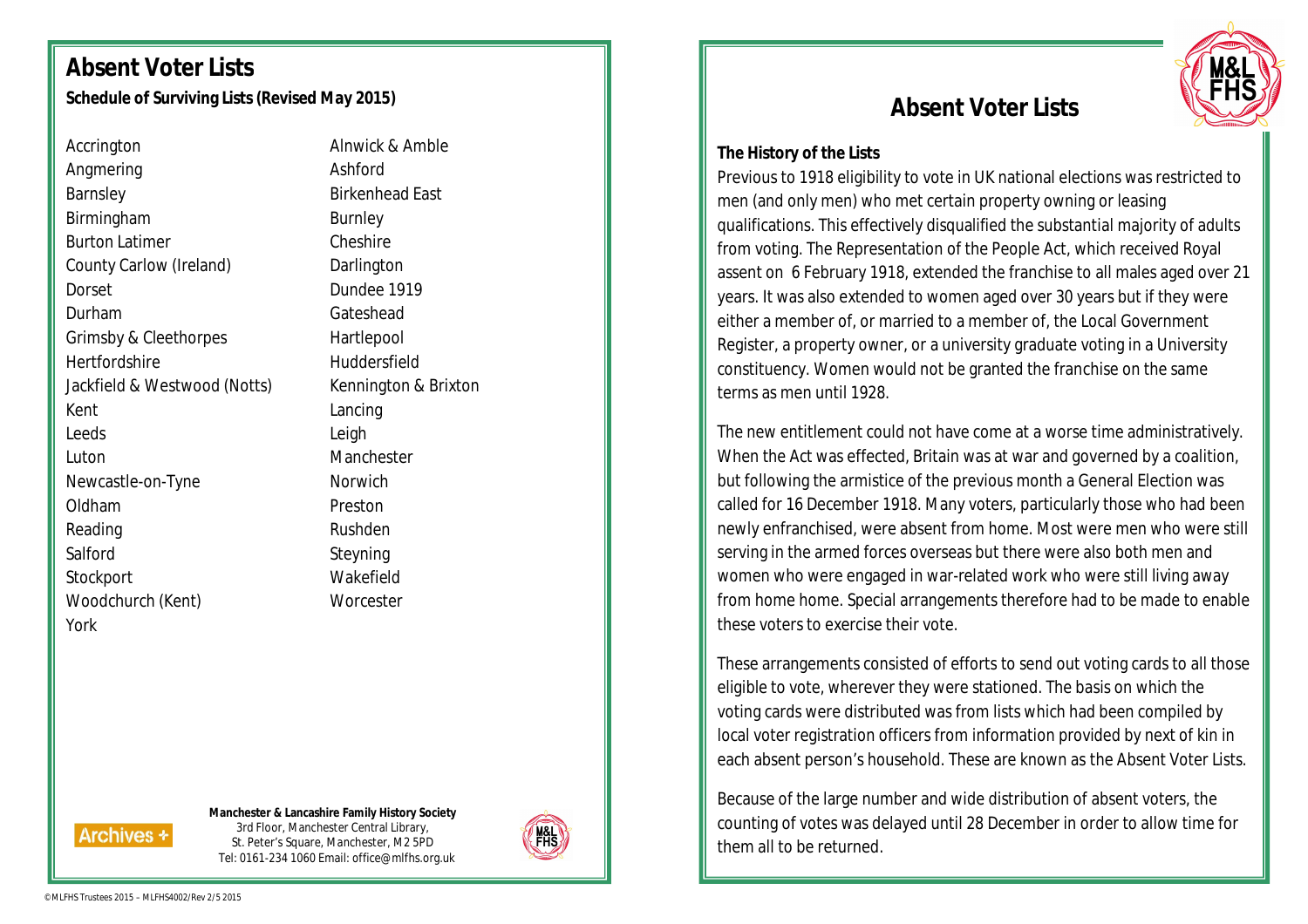# Absent Voter Lists

**Schedule of Surviving Lists (Revised May 2015)**

- Accrington
- Angmering
- Barnsley
- Birmingham
- Burton Latimer
- County Carlow (Ireland)
- Dorset
- Durham
- Grimsby & Cleethorpes
- Hertfordshire
- Jackfield & Westwood (Notts)
- Kent
- Leeds
- Luton
- Newcastle-on-Tyne
- Oldham
- Reading
- Salford
- Stockport
- Woodchurch (Kent)
- York
- Alnwick & Amble
- Ashford
- Birkenhead East
- Burnley
- Cheshire
- Darlington
- Dundee 1919
- Gateshead
- Hartlepool
- Huddersfield
- Kennington & Brixton
- Lancing
- Leigh
- Manchester
- Norwich
- Preston
- Rushden
- Steyning
- Wakefield
- Worcester

Archives +

**Manchester & Lancashire Family History Society**
3rd Floor, Manchester Central Library,
St. Peter's Square, Manchester, M2 5PD
Tel: 0161-234 1060 Email: office@mlfhs.org.uk

© MLFHS Trustees 2015 – MLFHS4002/Rev 2/5 2015

# Absent Voter Lists

M&L FHS

**The History of the Lists**

Previous to 1918 eligibility to vote in UK national elections was restricted to men (and only men) who met certain property owning or leasing qualifications. This effectively disqualified the substantial majority of adults from voting. The Representation of the People Act, which received Royal assent on 6 February 1918, extended the franchise to all males aged over 21 years. It was also extended to women aged over 30 years but if they were either a member of, or married to a member of, the Local Government Register, a property owner, or a university graduate voting in a University constituency. Women would not be granted the franchise on the same terms as men until 1928.

The new entitlement could not have come at a worse time administratively. When the Act was effected, Britain was at war and governed by a coalition, but following the armistice of the previous month a General Election was called for 16 December 1918. Many voters, particularly those who had been newly enfranchised, were absent from home. Most were men who were still serving in the armed forces overseas but there were also both men and women who were engaged in war-related work who were still living away from home home. Special arrangements therefore had to be made to enable these voters to exercise their vote.

These arrangements consisted of efforts to send out voting cards to all those eligible to vote, wherever they were stationed. The basis on which the voting cards were distributed was from lists which had been compiled by local voter registration officers from information provided by next of kin in each absent person's household. These are known as the Absent Voter Lists.

Because of the large number and wide distribution of absent voters, the counting of votes was delayed until 28 December in order to allow time for them all to be returned.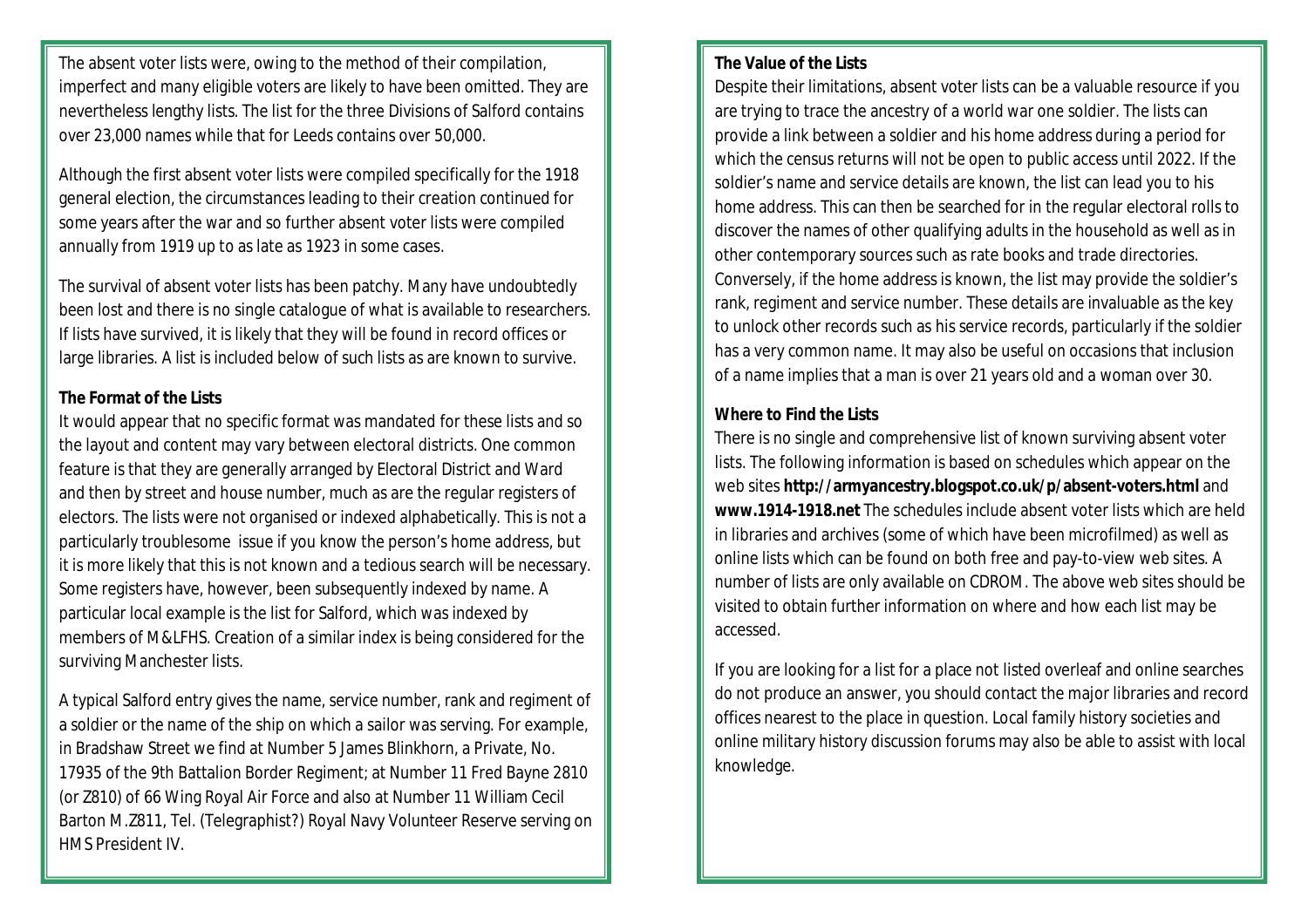The absent voter lists were, owing to the method of their compilation, imperfect and many eligible voters are likely to have been omitted. They are nevertheless lengthy lists. The list for the three Divisions of Salford contains over 23,000 names while that for Leeds contains over 50,000.

Although the first absent voter lists were compiled specifically for the 1918 general election, the circumstances leading to their creation continued for some years after the war and so further absent voter lists were compiled annually from 1919 up to as late as 1923 in some cases.

The survival of absent voter lists has been patchy. Many have undoubtedly been lost and there is no single catalogue of what is available to researchers. If lists have survived, it is likely that they will be found in record offices or large libraries. A list is included below of such lists as are known to survive.

**The Format of the Lists**

It would appear that no specific format was mandated for these lists and so the layout and content may vary between electoral districts. One common feature is that they are generally arranged by Electoral District and Ward and then by street and house number, much as are the regular registers of electors. The lists were not organised or indexed alphabetically. This is not a particularly troublesome issue if you know the person's home address, but it is more likely that this is not known and a tedious search will be necessary. Some registers have, however, been subsequently indexed by name. A particular local example is the list for Salford, which was indexed by members of M&LFHS. Creation of a similar index is being considered for the surviving Manchester lists.

A typical Salford entry gives the name, service number, rank and regiment of a soldier or the name of the ship on which a sailor was serving. For example, in Bradshaw Street we find at Number 5 James Blinkhorn, a Private, No. 17935 of the 9th Battalion Border Regiment; at Number 11 Fred Bayne 2810 (or Z810) of 66 Wing Royal Air Force and also at Number 11 William Cecil Barton M.Z811, Tel. (Telegraphist?) Royal Navy Volunteer Reserve serving on HMS President IV.

**The Value of the Lists**

Despite their limitations, absent voter lists can be a valuable resource if you are trying to trace the ancestry of a world war one soldier. The lists can provide a link between a soldier and his home address during a period for which the census returns will not be open to public access until 2022. If the soldier's name and service details are known, the list can lead you to his home address. This can then be searched for in the regular electoral rolls to discover the names of other qualifying adults in the household as well as in other contemporary sources such as rate books and trade directories. Conversely, if the home address is known, the list may provide the soldier's rank, regiment and service number. These details are invaluable as the key to unlock other records such as his service records, particularly if the soldier has a very common name. It may also be useful on occasions that inclusion of a name implies that a man is over 21 years old and a woman over 30.

**Where to Find the Lists**

There is no single and comprehensive list of known surviving absent voter lists. The following information is based on schedules which appear on the web sites **http://armyancestry.blogspot.co.uk/p/absent-voters.html** and **www.1914-1918.net** The schedules include absent voter lists which are held in libraries and archives (some of which have been microfilmed) as well as online lists which can be found on both free and pay-to-view web sites. A number of lists are only available on CDROM. The above web sites should be visited to obtain further information on where and how each list may be accessed.

If you are looking for a list for a place not listed overleaf and online searches do not produce an answer, you should contact the major libraries and record offices nearest to the place in question. Local family history societies and online military history discussion forums may also be able to assist with local knowledge.